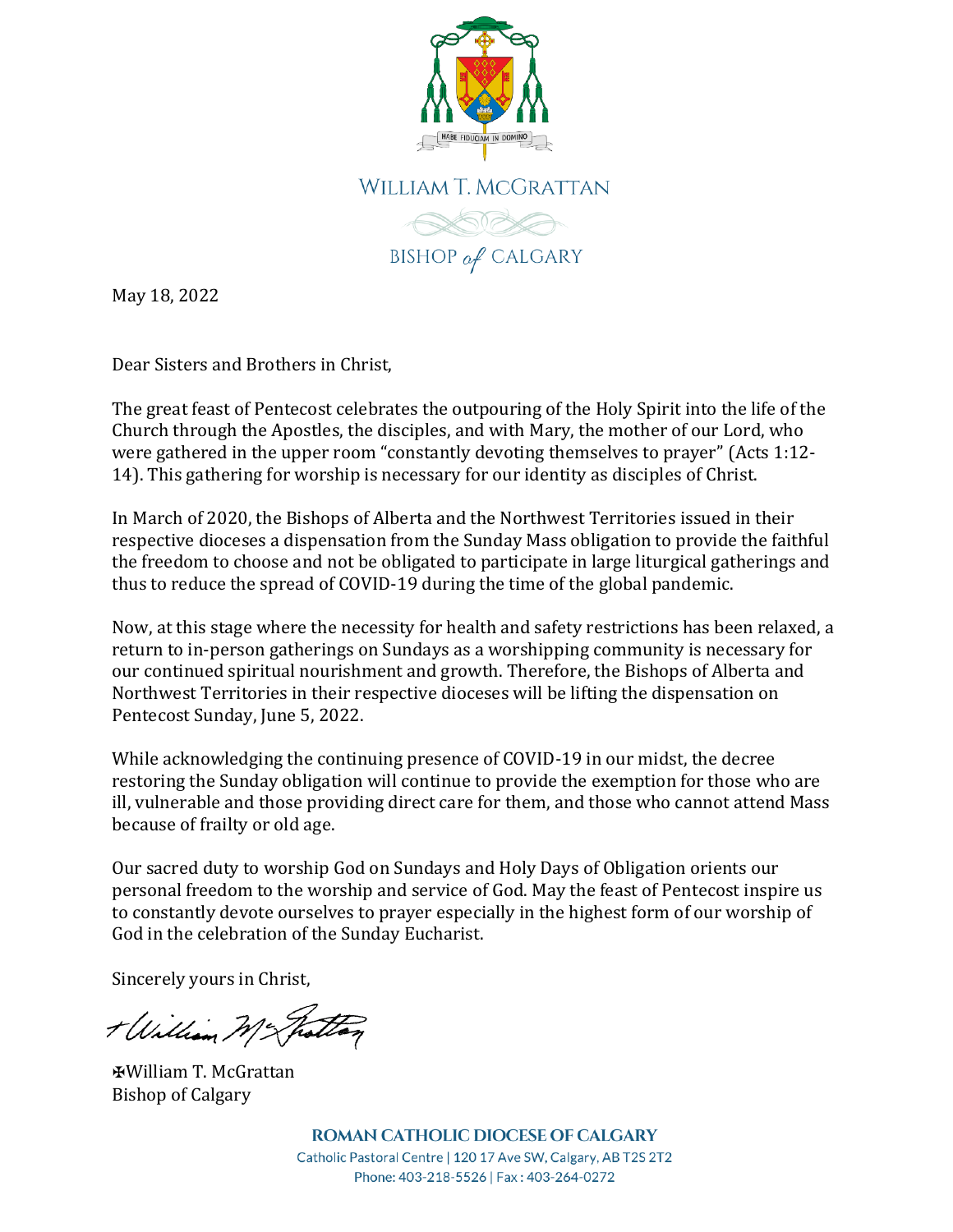HABE FIDUCIAM IN DOMINO

WILLIAM T. MCGRATTAN

BISHOP *of* CALGARY

May 18, 2022

Dear Sisters and Brothers in Christ,

The great feast of Pentecost celebrates the outpouring of the Holy Spirit into the life of the Church through the Apostles, the disciples, and with Mary, the mother of our Lord, who were gathered in the upper room "constantly devoting themselves to prayer" (Acts 1:12-14). This gathering for worship is necessary for our identity as disciples of Christ.

In March of 2020, the Bishops of Alberta and the Northwest Territories issued in their respective dioceses a dispensation from the Sunday Mass obligation to provide the faithful the freedom to choose and not be obligated to participate in large liturgical gatherings and thus to reduce the spread of COVID-19 during the time of the global pandemic.

Now, at this stage where the necessity for health and safety restrictions has been relaxed, a return to in-person gatherings on Sundays as a worshipping community is necessary for our continued spiritual nourishment and growth. Therefore, the Bishops of Alberta and Northwest Territories in their respective dioceses will be lifting the dispensation on Pentecost Sunday, June 5, 2022.

While acknowledging the continuing presence of COVID-19 in our midst, the decree restoring the Sunday obligation will continue to provide the exemption for those who are ill, vulnerable and those providing direct care for them, and those who cannot attend Mass because of frailty or old age.

Our sacred duty to worship God on Sundays and Holy Days of Obligation orients our personal freedom to the worship and service of God. May the feast of Pentecost inspire us to constantly devote ourselves to prayer especially in the highest form of our worship of God in the celebration of the Sunday Eucharist.

Sincerely yours in Christ,

+William McGrattan

✠William T. McGrattan
Bishop of Calgary

**ROMAN CATHOLIC DIOCESE OF CALGARY**
Catholic Pastoral Centre | 120 17 Ave SW, Calgary, AB T2S 2T2
Phone: 403-218-5526 | Fax : 403-264-0272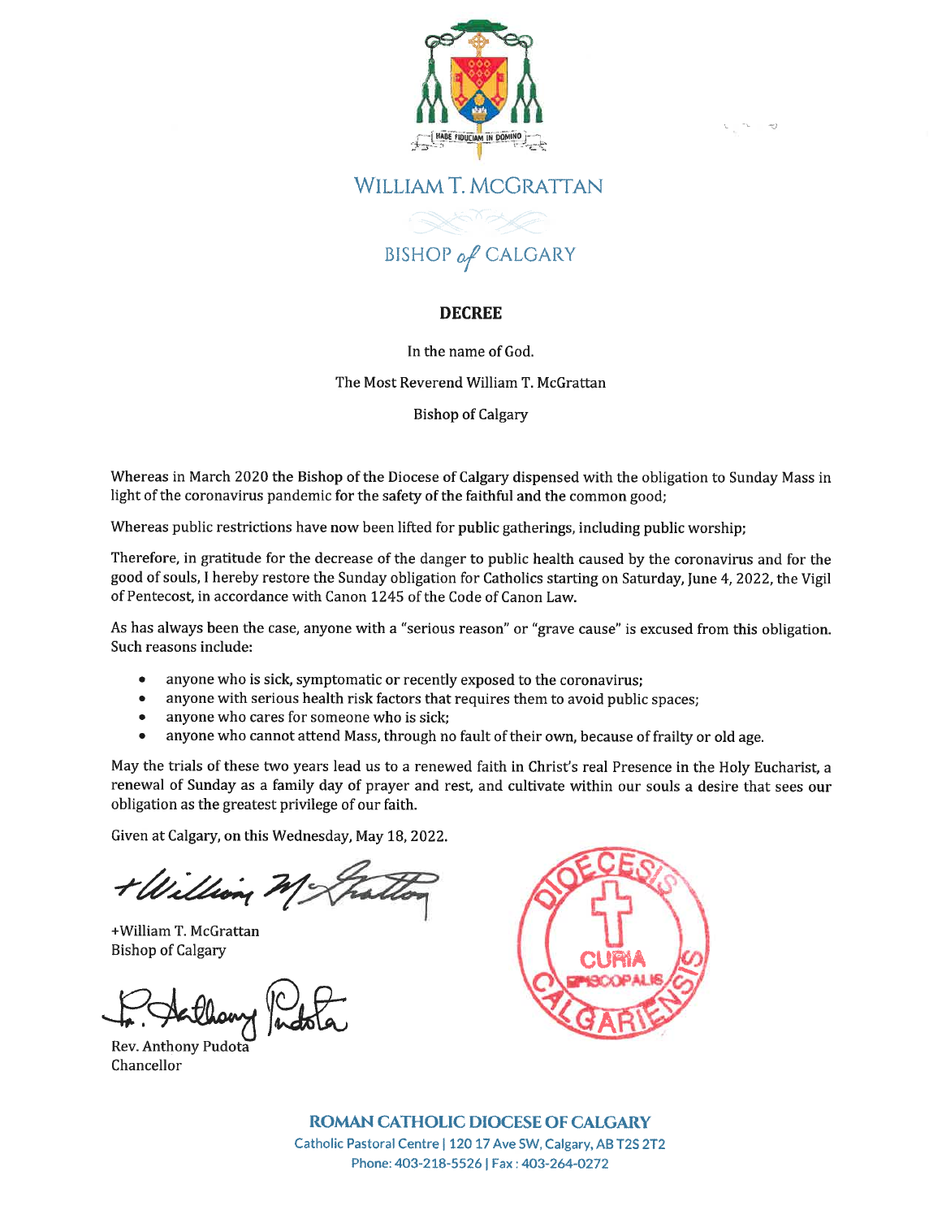HABE FIDUCIAM IN DOMINO

WILLIAM T. MCGRATTAN

BISHOP *of* CALGARY

## DECREE

In the name of God.

The Most Reverend William T. McGrattan

Bishop of Calgary

Whereas in March 2020 the Bishop of the Diocese of Calgary dispensed with the obligation to Sunday Mass in light of the coronavirus pandemic for the safety of the faithful and the common good;

Whereas public restrictions have now been lifted for public gatherings, including public worship;

Therefore, in gratitude for the decrease of the danger to public health caused by the coronavirus and for the good of souls, I hereby restore the Sunday obligation for Catholics starting on Saturday, June 4, 2022, the Vigil of Pentecost, in accordance with Canon 1245 of the Code of Canon Law.

As has always been the case, anyone with a "serious reason" or "grave cause" is excused from this obligation. Such reasons include:

- anyone who is sick, symptomatic or recently exposed to the coronavirus;
- anyone with serious health risk factors that requires them to avoid public spaces;
- anyone who cares for someone who is sick;
- anyone who cannot attend Mass, through no fault of their own, because of frailty or old age.

May the trials of these two years lead us to a renewed faith in Christ's real Presence in the Holy Eucharist, a renewal of Sunday as a family day of prayer and rest, and cultivate within our souls a desire that sees our obligation as the greatest privilege of our faith.

Given at Calgary, on this Wednesday, May 18, 2022.

+William T. McGrattan
Bishop of Calgary

Rev. Anthony Pudota
Chancellor

DIOECESIS CURIA EPISCOPALIS CALGARIENSIS

**ROMAN CATHOLIC DIOCESE OF CALGARY**
Catholic Pastoral Centre | 120 17 Ave SW, Calgary, AB T2S 2T2
Phone: 403-218-5526 | Fax : 403-264-0272